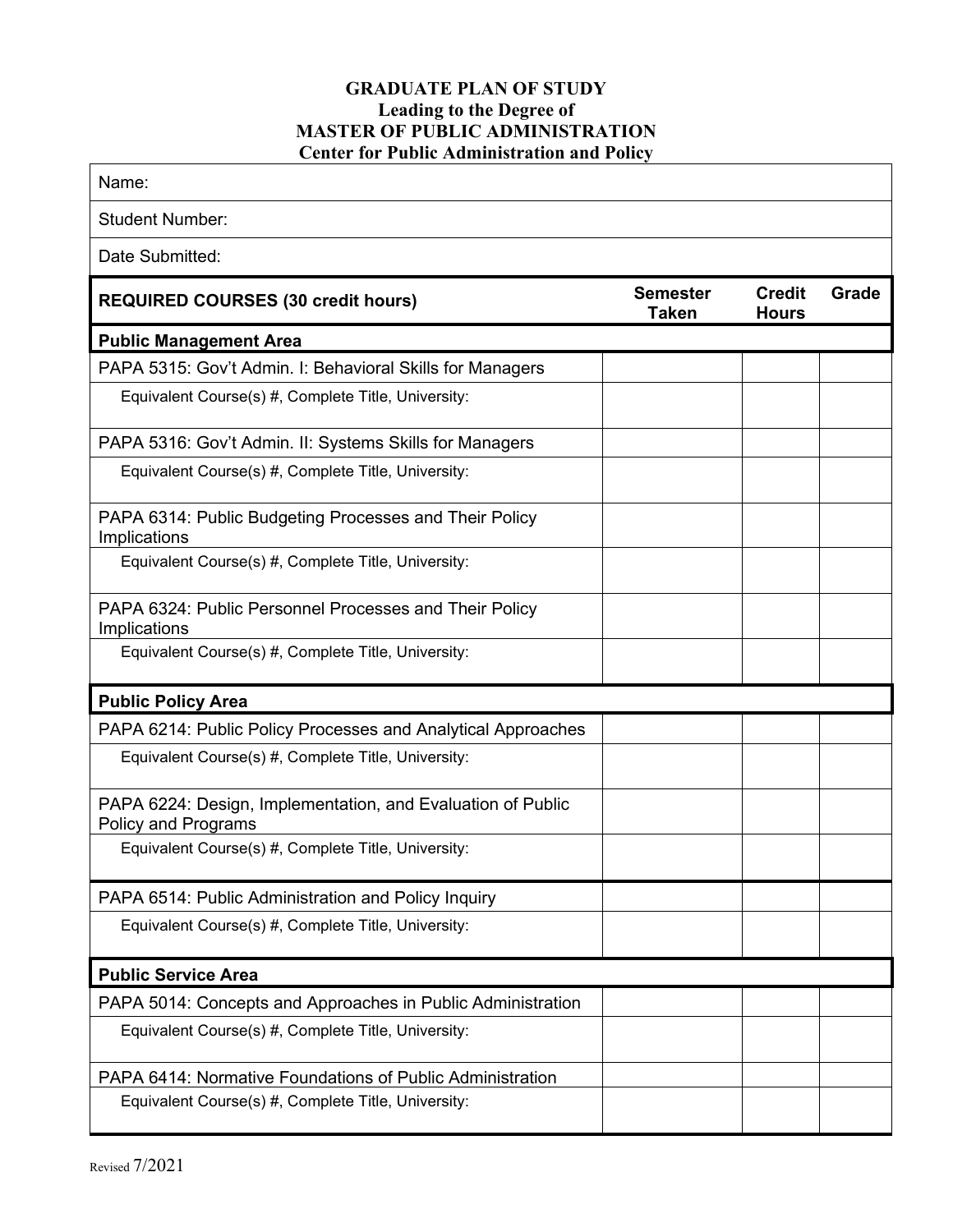**GRADUATE PLAN OF STUDY**
**Leading to the Degree of**
**MASTER OF PUBLIC ADMINISTRATION**
**Center for Public Administration and Policy**

| Name: |
|---|
| Student Number: |
| Date Submitted: |

| **REQUIRED COURSES (30 credit hours)** | **Semester Taken** | **Credit Hours** | **Grade** |
|---|---|---|---|
| **Public Management Area** | | | |
| PAPA 5315: Gov't Admin. I: Behavioral Skills for Managers | | | |
| Equivalent Course(s) #, Complete Title, University: | | | |
| PAPA 5316: Gov't Admin. II: Systems Skills for Managers | | | |
| Equivalent Course(s) #, Complete Title, University: | | | |
| PAPA 6314: Public Budgeting Processes and Their Policy Implications | | | |
| Equivalent Course(s) #, Complete Title, University: | | | |
| PAPA 6324: Public Personnel Processes and Their Policy Implications | | | |
| Equivalent Course(s) #, Complete Title, University: | | | |
| **Public Policy Area** | | | |
| PAPA 6214: Public Policy Processes and Analytical Approaches | | | |
| Equivalent Course(s) #, Complete Title, University: | | | |
| PAPA 6224: Design, Implementation, and Evaluation of Public Policy and Programs | | | |
| Equivalent Course(s) #, Complete Title, University: | | | |
| PAPA 6514: Public Administration and Policy Inquiry | | | |
| Equivalent Course(s) #, Complete Title, University: | | | |
| **Public Service Area** | | | |
| PAPA 5014: Concepts and Approaches in Public Administration | | | |
| Equivalent Course(s) #, Complete Title, University: | | | |
| PAPA 6414: Normative Foundations of Public Administration | | | |
| Equivalent Course(s) #, Complete Title, University: | | | |

Revised 7/2021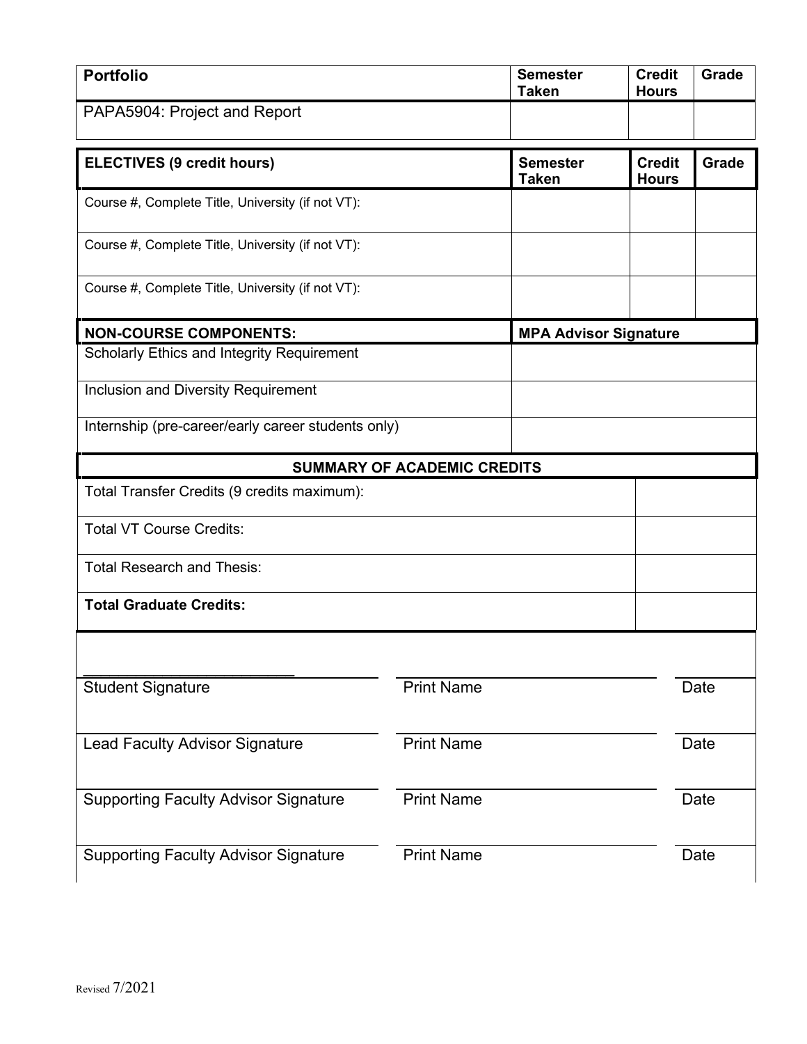| Portfolio | Semester Taken | Credit Hours | Grade |
|---|---|---|---|
| PAPA5904: Project and Report | | | |

| ELECTIVES (9 credit hours) | Semester Taken | Credit Hours | Grade |
|---|---|---|---|
| Course #, Complete Title, University (if not VT): | | | |
| Course #, Complete Title, University (if not VT): | | | |
| Course #, Complete Title, University (if not VT): | | | |

| NON-COURSE COMPONENTS: | MPA Advisor Signature |
|---|---|
| Scholarly Ethics and Integrity Requirement | |
| Inclusion and Diversity Requirement | |
| Internship (pre-career/early career students only) | |

| SUMMARY OF ACADEMIC CREDITS | |
|---|---|
| Total Transfer Credits (9 credits maximum): | |
| Total VT Course Credits: | |
| Total Research and Thesis: | |
| **Total Graduate Credits:** | |

| | | |
|---|---|---|
| Student Signature | Print Name | Date |
| Lead Faculty Advisor Signature | Print Name | Date |
| Supporting Faculty Advisor Signature | Print Name | Date |
| Supporting Faculty Advisor Signature | Print Name | Date |

Revised 7/2021